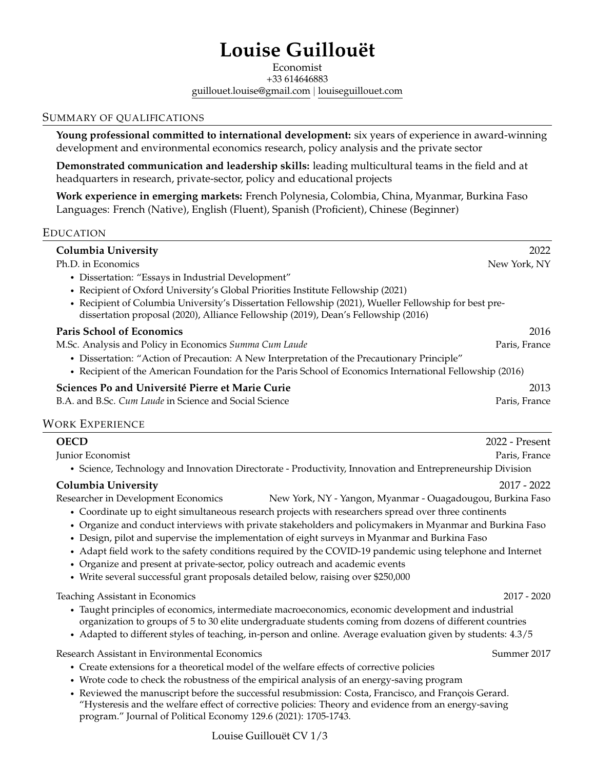# Louise Guillouët

Economist
+33 614646883
guillouet.louise@gmail.com | louiseguillouet.com

## Summary of qualifications

**Young professional committed to international development:** six years of experience in award-winning development and environmental economics research, policy analysis and the private sector

**Demonstrated communication and leadership skills:** leading multicultural teams in the field and at headquarters in research, private-sector, policy and educational projects

**Work experience in emerging markets:** French Polynesia, Colombia, China, Myanmar, Burkina Faso
Languages: French (Native), English (Fluent), Spanish (Proficient), Chinese (Beginner)

## Education

**Columbia University** — 2022
Ph.D. in Economics — New York, NY

- Dissertation: "Essays in Industrial Development"
- Recipient of Oxford University's Global Priorities Institute Fellowship (2021)
- Recipient of Columbia University's Dissertation Fellowship (2021), Wueller Fellowship for best pre-dissertation proposal (2020), Alliance Fellowship (2019), Dean's Fellowship (2016)

**Paris School of Economics** — 2016
M.Sc. Analysis and Policy in Economics *Summa Cum Laude* — Paris, France

- Dissertation: "Action of Precaution: A New Interpretation of the Precautionary Principle"
- Recipient of the American Foundation for the Paris School of Economics International Fellowship (2016)

**Sciences Po and Université Pierre et Marie Curie** — 2013
B.A. and B.Sc. *Cum Laude* in Science and Social Science — Paris, France

## Work Experience

**OECD** — 2022 - Present
Junior Economist — Paris, France

- Science, Technology and Innovation Directorate - Productivity, Innovation and Entrepreneurship Division

**Columbia University** — 2017 - 2022
Researcher in Development Economics — New York, NY - Yangon, Myanmar - Ouagadougou, Burkina Faso

- Coordinate up to eight simultaneous research projects with researchers spread over three continents
- Organize and conduct interviews with private stakeholders and policymakers in Myanmar and Burkina Faso
- Design, pilot and supervise the implementation of eight surveys in Myanmar and Burkina Faso
- Adapt field work to the safety conditions required by the COVID-19 pandemic using telephone and Internet
- Organize and present at private-sector, policy outreach and academic events
- Write several successful grant proposals detailed below, raising over $250,000

Teaching Assistant in Economics — 2017 - 2020

- Taught principles of economics, intermediate macroeconomics, economic development and industrial organization to groups of 5 to 30 elite undergraduate students coming from dozens of different countries
- Adapted to different styles of teaching, in-person and online. Average evaluation given by students: 4.3/5

Research Assistant in Environmental Economics — Summer 2017

- Create extensions for a theoretical model of the welfare effects of corrective policies
- Wrote code to check the robustness of the empirical analysis of an energy-saving program
- Reviewed the manuscript before the successful resubmission: Costa, Francisco, and François Gerard. "Hysteresis and the welfare effect of corrective policies: Theory and evidence from an energy-saving program." Journal of Political Economy 129.6 (2021): 1705-1743.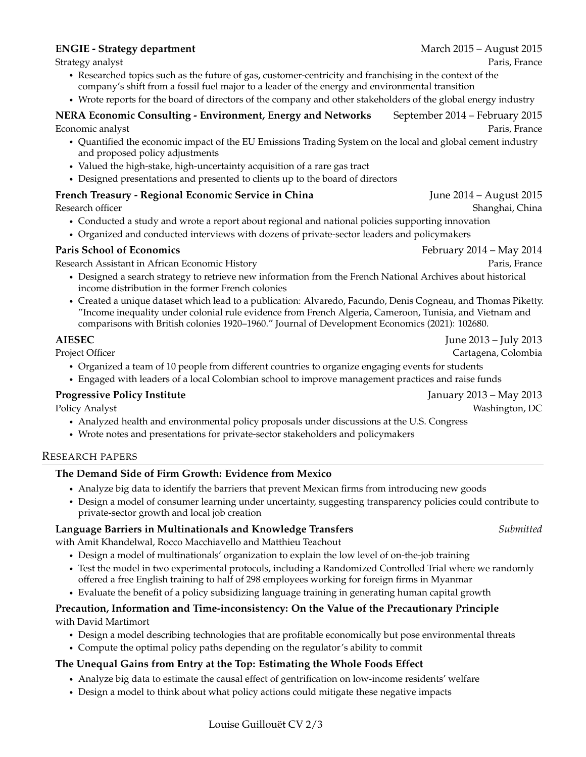**ENGIE - Strategy department** March 2015 – August 2015
Strategy analyst Paris, France

- Researched topics such as the future of gas, customer-centricity and franchising in the context of the company's shift from a fossil fuel major to a leader of the energy and environmental transition
- Wrote reports for the board of directors of the company and other stakeholders of the global energy industry

**NERA Economic Consulting - Environment, Energy and Networks** September 2014 – February 2015
Economic analyst Paris, France

- Quantified the economic impact of the EU Emissions Trading System on the local and global cement industry and proposed policy adjustments
- Valued the high-stake, high-uncertainty acquisition of a rare gas tract
- Designed presentations and presented to clients up to the board of directors

**French Treasury - Regional Economic Service in China** June 2014 – August 2015
Research officer Shanghai, China

- Conducted a study and wrote a report about regional and national policies supporting innovation
- Organized and conducted interviews with dozens of private-sector leaders and policymakers

**Paris School of Economics** February 2014 – May 2014
Research Assistant in African Economic History Paris, France

- Designed a search strategy to retrieve new information from the French National Archives about historical income distribution in the former French colonies
- Created a unique dataset which lead to a publication: Alvaredo, Facundo, Denis Cogneau, and Thomas Piketty. "Income inequality under colonial rule evidence from French Algeria, Cameroon, Tunisia, and Vietnam and comparisons with British colonies 1920–1960." Journal of Development Economics (2021): 102680.

**AIESEC** June 2013 – July 2013
Project Officer Cartagena, Colombia

- Organized a team of 10 people from different countries to organize engaging events for students
- Engaged with leaders of a local Colombian school to improve management practices and raise funds

**Progressive Policy Institute** January 2013 – May 2013
Policy Analyst Washington, DC

- Analyzed health and environmental policy proposals under discussions at the U.S. Congress
- Wrote notes and presentations for private-sector stakeholders and policymakers

## Research papers

**The Demand Side of Firm Growth: Evidence from Mexico**

- Analyze big data to identify the barriers that prevent Mexican firms from introducing new goods
- Design a model of consumer learning under uncertainty, suggesting transparency policies could contribute to private-sector growth and local job creation

**Language Barriers in Multinationals and Knowledge Transfers** *Submitted*
with Amit Khandelwal, Rocco Macchiavello and Matthieu Teachout

- Design a model of multinationals' organization to explain the low level of on-the-job training
- Test the model in two experimental protocols, including a Randomized Controlled Trial where we randomly offered a free English training to half of 298 employees working for foreign firms in Myanmar
- Evaluate the benefit of a policy subsidizing language training in generating human capital growth

**Precaution, Information and Time-inconsistency: On the Value of the Precautionary Principle**
with David Martimort

- Design a model describing technologies that are profitable economically but pose environmental threats
- Compute the optimal policy paths depending on the regulator's ability to commit

**The Unequal Gains from Entry at the Top: Estimating the Whole Foods Effect**

- Analyze big data to estimate the causal effect of gentrification on low-income residents' welfare
- Design a model to think about what policy actions could mitigate these negative impacts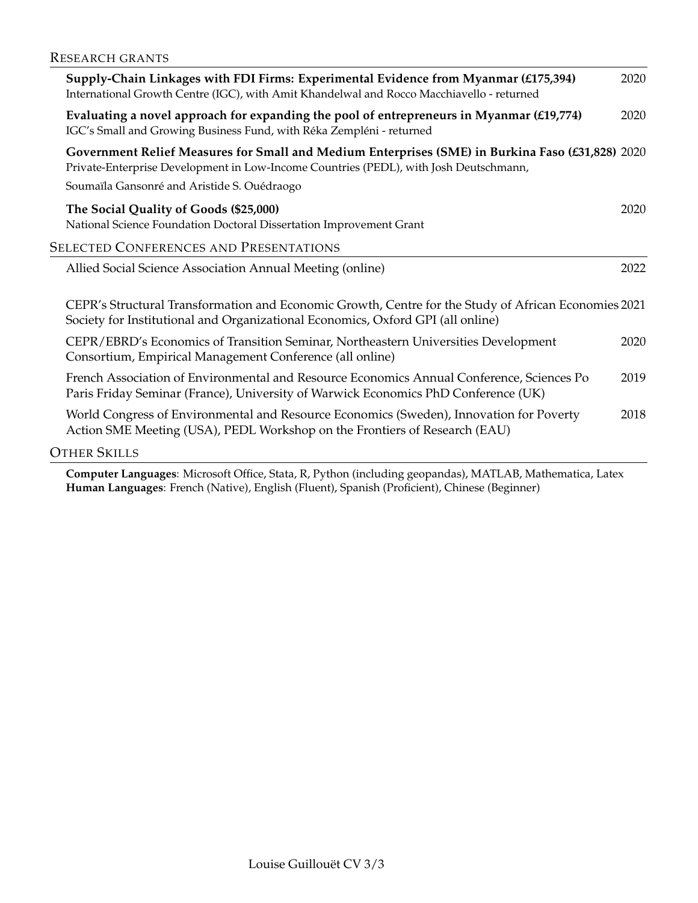## Research grants

**Supply-Chain Linkages with FDI Firms: Experimental Evidence from Myanmar (£175,394)** — 2020
International Growth Centre (IGC), with Amit Khandelwal and Rocco Macchiavello - returned

**Evaluating a novel approach for expanding the pool of entrepreneurs in Myanmar (£19,774)** — 2020
IGC's Small and Growing Business Fund, with Réka Zempléni - returned

**Government Relief Measures for Small and Medium Enterprises (SME) in Burkina Faso (£31,828)** — 2020
Private-Enterprise Development in Low-Income Countries (PEDL), with Josh Deutschmann, Soumaïla Gansonré and Aristide S. Ouédraogo

**The Social Quality of Goods ($25,000)** — 2020
National Science Foundation Doctoral Dissertation Improvement Grant

## Selected Conferences and Presentations

Allied Social Science Association Annual Meeting (online) — 2022

CEPR's Structural Transformation and Economic Growth, Centre for the Study of African Economies Society for Institutional and Organizational Economics, Oxford GPI (all online) — 2021

CEPR/EBRD's Economics of Transition Seminar, Northeastern Universities Development Consortium, Empirical Management Conference (all online) — 2020

French Association of Environmental and Resource Economics Annual Conference, Sciences Po Paris Friday Seminar (France), University of Warwick Economics PhD Conference (UK) — 2019

World Congress of Environmental and Resource Economics (Sweden), Innovation for Poverty Action SME Meeting (USA), PEDL Workshop on the Frontiers of Research (EAU) — 2018

## Other Skills

**Computer Languages**: Microsoft Office, Stata, R, Python (including geopandas), MATLAB, Mathematica, Latex
**Human Languages**: French (Native), English (Fluent), Spanish (Proficient), Chinese (Beginner)